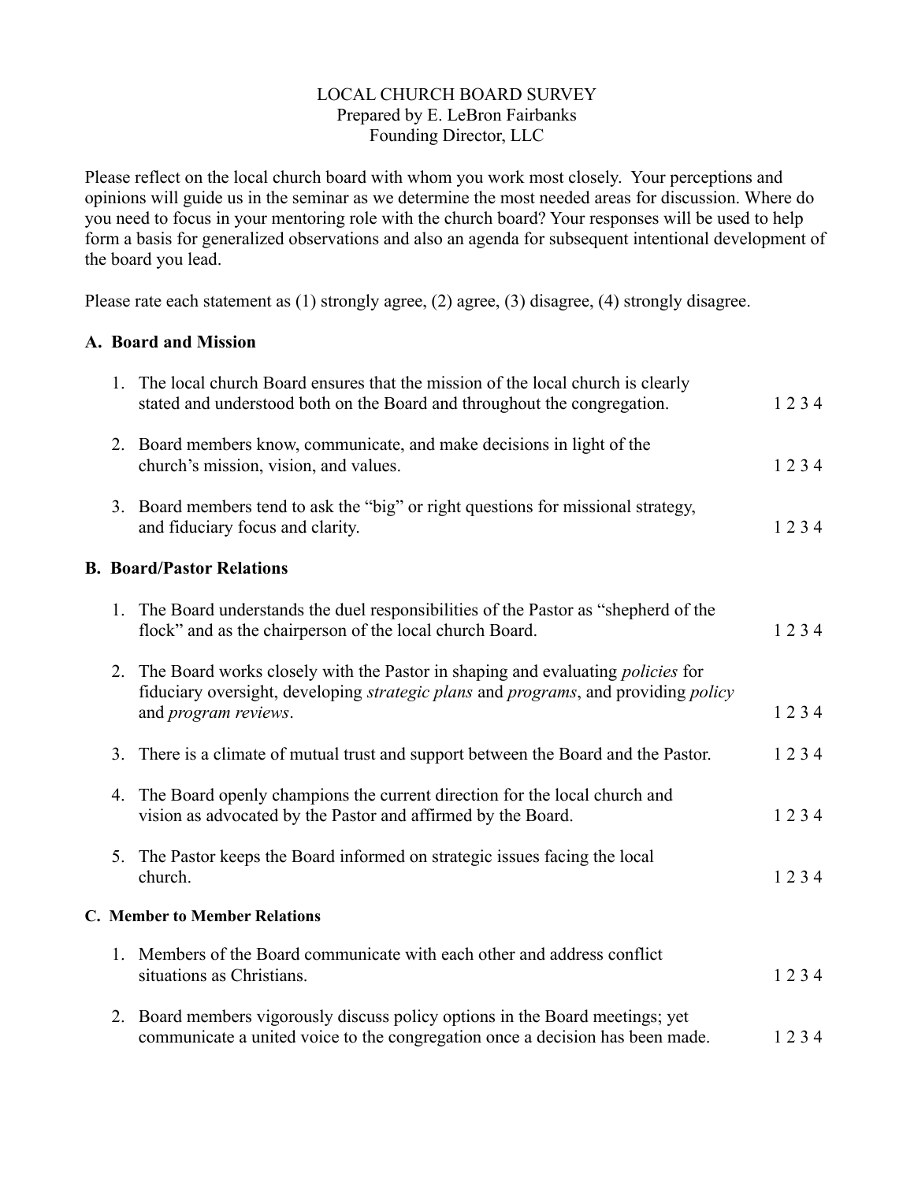# LOCAL CHURCH BOARD SURVEY

Prepared by E. LeBron Fairbanks
Founding Director, LLC

Please reflect on the local church board with whom you work most closely. Your perceptions and opinions will guide us in the seminar as we determine the most needed areas for discussion. Where do you need to focus in your mentoring role with the church board? Your responses will be used to help form a basis for generalized observations and also an agenda for subsequent intentional development of the board you lead.

Please rate each statement as (1) strongly agree, (2) agree, (3) disagree, (4) strongly disagree.

## A. Board and Mission

1. The local church Board ensures that the mission of the local church is clearly stated and understood both on the Board and throughout the congregation. 1 2 3 4

2. Board members know, communicate, and make decisions in light of the church's mission, vision, and values. 1 2 3 4

3. Board members tend to ask the "big" or right questions for missional strategy, and fiduciary focus and clarity. 1 2 3 4

## B. Board/Pastor Relations

1. The Board understands the duel responsibilities of the Pastor as "shepherd of the flock" and as the chairperson of the local church Board. 1 2 3 4

2. The Board works closely with the Pastor in shaping and evaluating *policies* for fiduciary oversight, developing *strategic plans* and *programs*, and providing *policy* and *program reviews*. 1 2 3 4

3. There is a climate of mutual trust and support between the Board and the Pastor. 1 2 3 4

4. The Board openly champions the current direction for the local church and vision as advocated by the Pastor and affirmed by the Board. 1 2 3 4

5. The Pastor keeps the Board informed on strategic issues facing the local church. 1 2 3 4

## C. Member to Member Relations

1. Members of the Board communicate with each other and address conflict situations as Christians. 1 2 3 4

2. Board members vigorously discuss policy options in the Board meetings; yet communicate a united voice to the congregation once a decision has been made. 1 2 3 4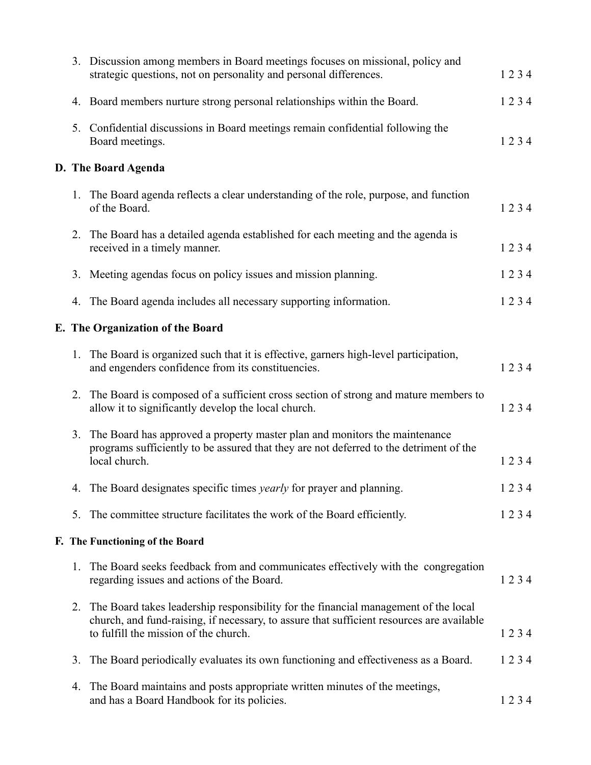3. Discussion among members in Board meetings focuses on missional, policy and strategic questions, not on personality and personal differences. 1 2 3 4

4. Board members nurture strong personal relationships within the Board. 1 2 3 4

5. Confidential discussions in Board meetings remain confidential following the Board meetings. 1 2 3 4

## D. The Board Agenda

1. The Board agenda reflects a clear understanding of the role, purpose, and function of the Board. 1 2 3 4

2. The Board has a detailed agenda established for each meeting and the agenda is received in a timely manner. 1 2 3 4

3. Meeting agendas focus on policy issues and mission planning. 1 2 3 4

4. The Board agenda includes all necessary supporting information. 1 2 3 4

## E. The Organization of the Board

1. The Board is organized such that it is effective, garners high-level participation, and engenders confidence from its constituencies. 1 2 3 4

2. The Board is composed of a sufficient cross section of strong and mature members to allow it to significantly develop the local church. 1 2 3 4

3. The Board has approved a property master plan and monitors the maintenance programs sufficiently to be assured that they are not deferred to the detriment of the local church. 1 2 3 4

4. The Board designates specific times *yearly* for prayer and planning. 1 2 3 4

5. The committee structure facilitates the work of the Board efficiently. 1 2 3 4

## F. The Functioning of the Board

1. The Board seeks feedback from and communicates effectively with the congregation regarding issues and actions of the Board. 1 2 3 4

2. The Board takes leadership responsibility for the financial management of the local church, and fund-raising, if necessary, to assure that sufficient resources are available to fulfill the mission of the church. 1 2 3 4

3. The Board periodically evaluates its own functioning and effectiveness as a Board. 1 2 3 4

4. The Board maintains and posts appropriate written minutes of the meetings, and has a Board Handbook for its policies. 1 2 3 4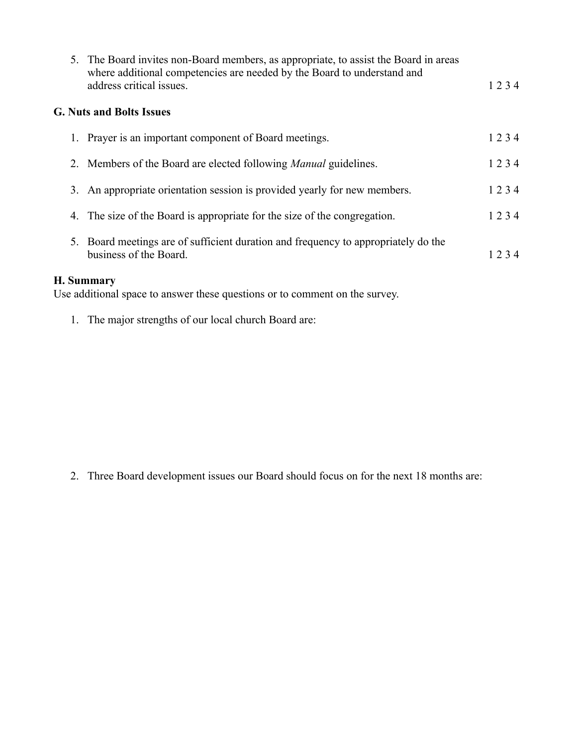5. The Board invites non-Board members, as appropriate, to assist the Board in areas where additional competencies are needed by the Board to understand and address critical issues. 1 2 3 4

### G. Nuts and Bolts Issues

1. Prayer is an important component of Board meetings. 1 2 3 4

2. Members of the Board are elected following *Manual* guidelines. 1 2 3 4

3. An appropriate orientation session is provided yearly for new members. 1 2 3 4

4. The size of the Board is appropriate for the size of the congregation. 1 2 3 4

5. Board meetings are of sufficient duration and frequency to appropriately do the business of the Board. 1 2 3 4

### H. Summary

Use additional space to answer these questions or to comment on the survey.

1. The major strengths of our local church Board are:

2. Three Board development issues our Board should focus on for the next 18 months are: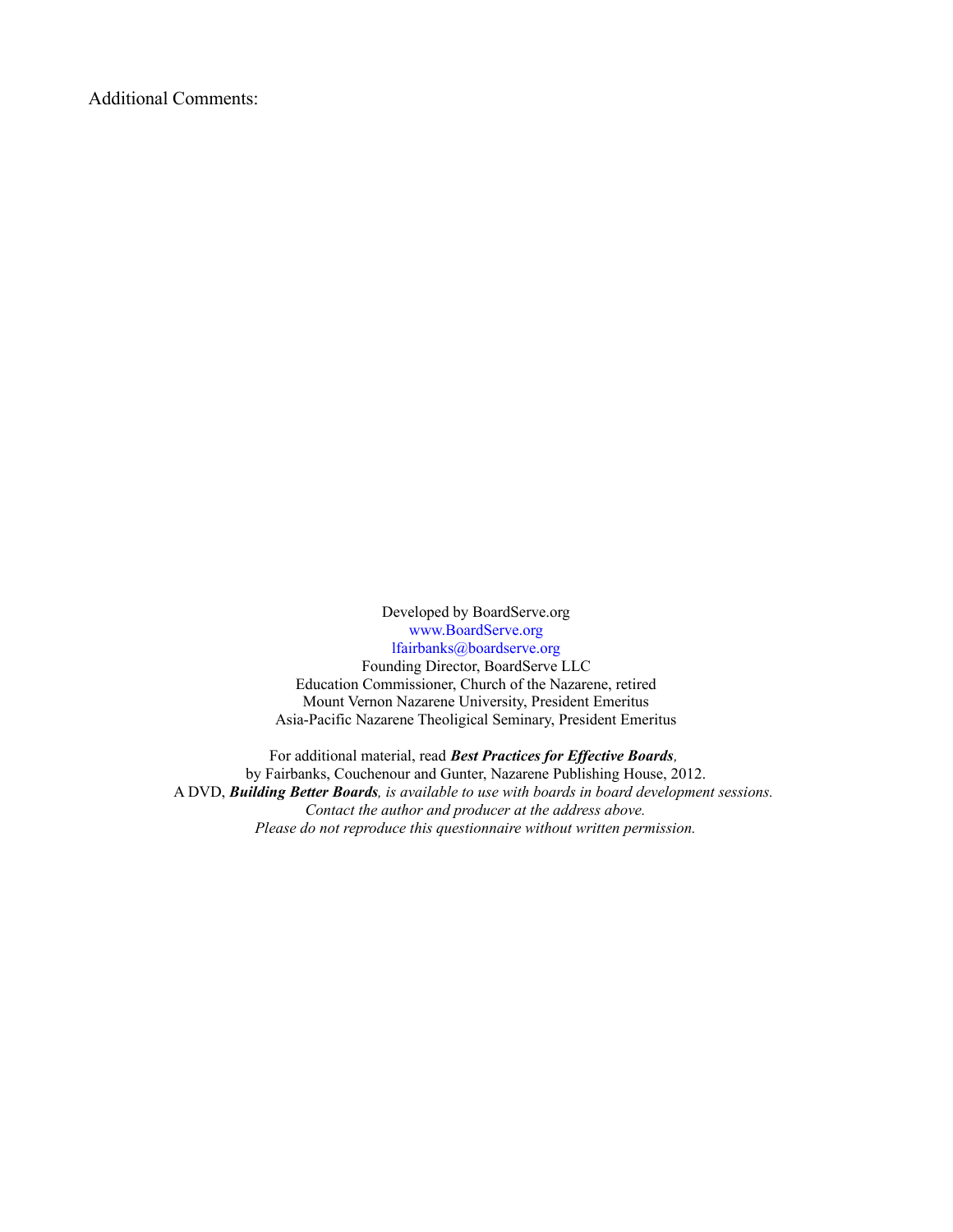Additional Comments:

Developed by BoardServe.org  
www.BoardServe.org  
lfairbanks@boardserve.org  
Founding Director, BoardServe LLC  
Education Commissioner, Church of the Nazarene, retired  
Mount Vernon Nazarene University, President Emeritus  
Asia-Pacific Nazarene Theoligical Seminary, President Emeritus

For additional material, read ***Best Practices for Effective Boards**,*  
by Fairbanks, Couchenour and Gunter, Nazarene Publishing House, 2012.  
A DVD, ***Building Better Boards**, is available to use with boards in board development sessions.*  
*Contact the author and producer at the address above.*  
*Please do not reproduce this questionnaire without written permission.*